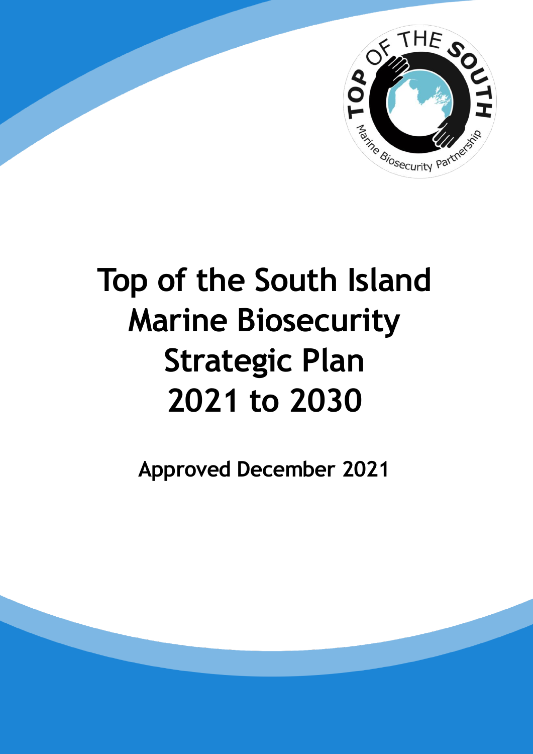# Top of the South Island Marine Biosecurity Strategic Plan 2021 to 2030

**Approved December 2021**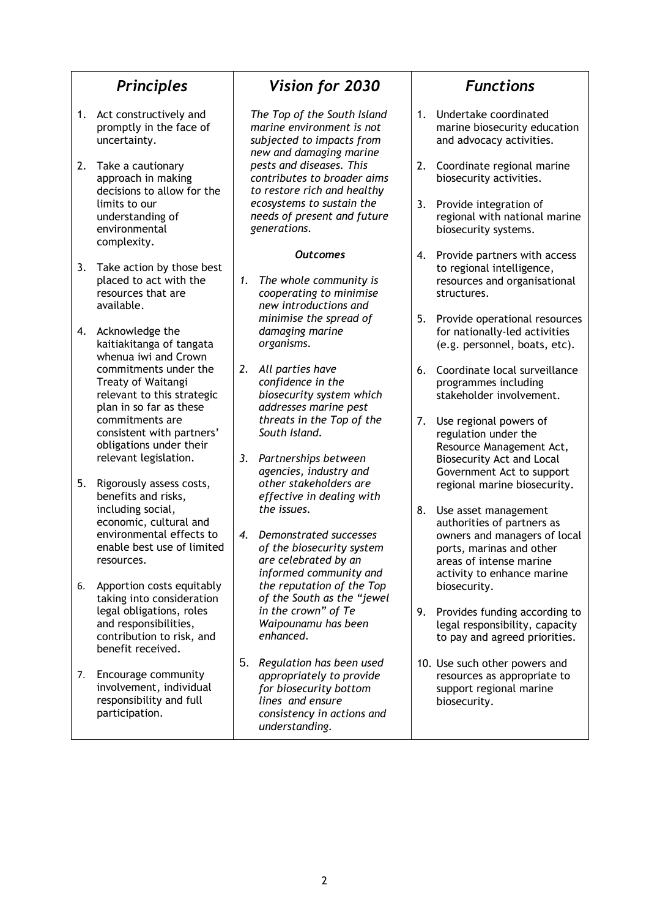## *Principles*

1. Act constructively and promptly in the face of uncertainty.

2. Take a cautionary approach in making decisions to allow for the limits to our understanding of environmental complexity.

3. Take action by those best placed to act with the resources that are available.

4. Acknowledge the kaitiakitanga of tangata whenua iwi and Crown commitments under the Treaty of Waitangi relevant to this strategic plan in so far as these commitments are consistent with partners' obligations under their relevant legislation.

5. Rigorously assess costs, benefits and risks, including social, economic, cultural and environmental effects to enable best use of limited resources.

6. Apportion costs equitably taking into consideration legal obligations, roles and responsibilities, contribution to risk, and benefit received.

7. Encourage community involvement, individual responsibility and full participation.

## *Vision for 2030*

*The Top of the South Island marine environment is not subjected to impacts from new and damaging marine pests and diseases. This contributes to broader aims to restore rich and healthy ecosystems to sustain the needs of present and future generations.*

***Outcomes***

1. *The whole community is cooperating to minimise new introductions and minimise the spread of damaging marine organisms.*

2. *All parties have confidence in the biosecurity system which addresses marine pest threats in the Top of the South Island.*

3. *Partnerships between agencies, industry and other stakeholders are effective in dealing with the issues.*

4. *Demonstrated successes of the biosecurity system are celebrated by an informed community and the reputation of the Top of the South as the "jewel in the crown" of Te Waipounamu has been enhanced.*

5. *Regulation has been used appropriately to provide for biosecurity bottom lines and ensure consistency in actions and understanding.*

## *Functions*

1. Undertake coordinated marine biosecurity education and advocacy activities.

2. Coordinate regional marine biosecurity activities.

3. Provide integration of regional with national marine biosecurity systems.

4. Provide partners with access to regional intelligence, resources and organisational structures.

5. Provide operational resources for nationally-led activities (e.g. personnel, boats, etc).

6. Coordinate local surveillance programmes including stakeholder involvement.

7. Use regional powers of regulation under the Resource Management Act, Biosecurity Act and Local Government Act to support regional marine biosecurity.

8. Use asset management authorities of partners as owners and managers of local ports, marinas and other areas of intense marine activity to enhance marine biosecurity.

9. Provides funding according to legal responsibility, capacity to pay and agreed priorities.

10. Use such other powers and resources as appropriate to support regional marine biosecurity.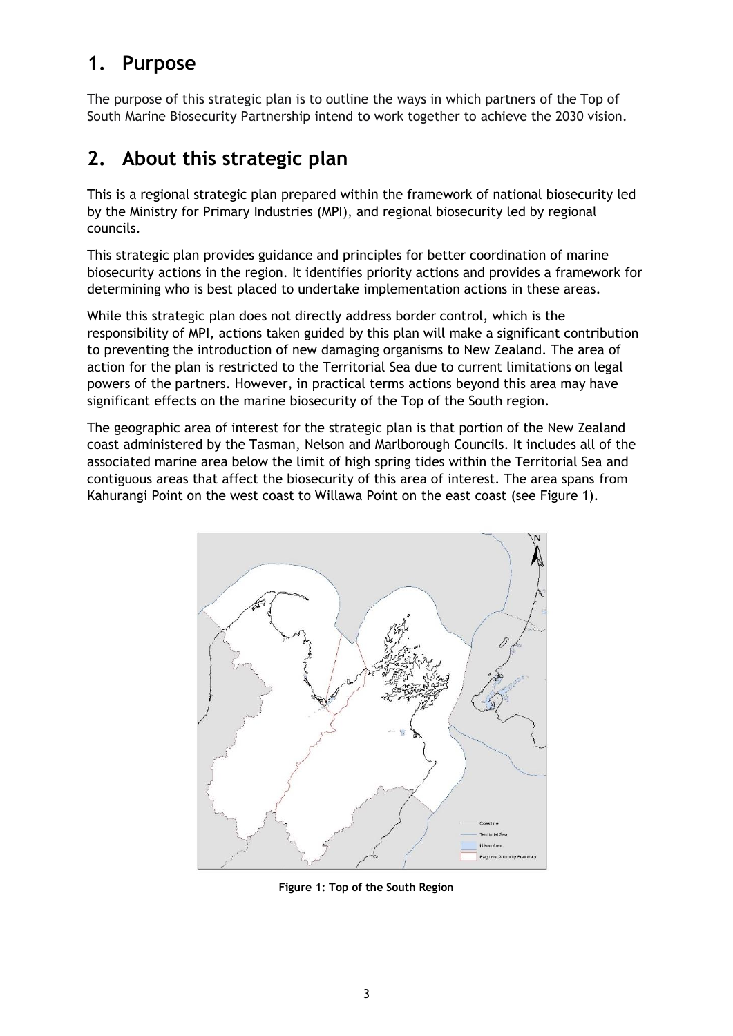## 1. Purpose

The purpose of this strategic plan is to outline the ways in which partners of the Top of South Marine Biosecurity Partnership intend to work together to achieve the 2030 vision.

## 2. About this strategic plan

This is a regional strategic plan prepared within the framework of national biosecurity led by the Ministry for Primary Industries (MPI), and regional biosecurity led by regional councils.

This strategic plan provides guidance and principles for better coordination of marine biosecurity actions in the region. It identifies priority actions and provides a framework for determining who is best placed to undertake implementation actions in these areas.

While this strategic plan does not directly address border control, which is the responsibility of MPI, actions taken guided by this plan will make a significant contribution to preventing the introduction of new damaging organisms to New Zealand. The area of action for the plan is restricted to the Territorial Sea due to current limitations on legal powers of the partners. However, in practical terms actions beyond this area may have significant effects on the marine biosecurity of the Top of the South region.

The geographic area of interest for the strategic plan is that portion of the New Zealand coast administered by the Tasman, Nelson and Marlborough Councils. It includes all of the associated marine area below the limit of high spring tides within the Territorial Sea and contiguous areas that affect the biosecurity of this area of interest. The area spans from Kahurangi Point on the west coast to Willawa Point on the east coast (see Figure 1).

**Figure 1: Top of the South Region**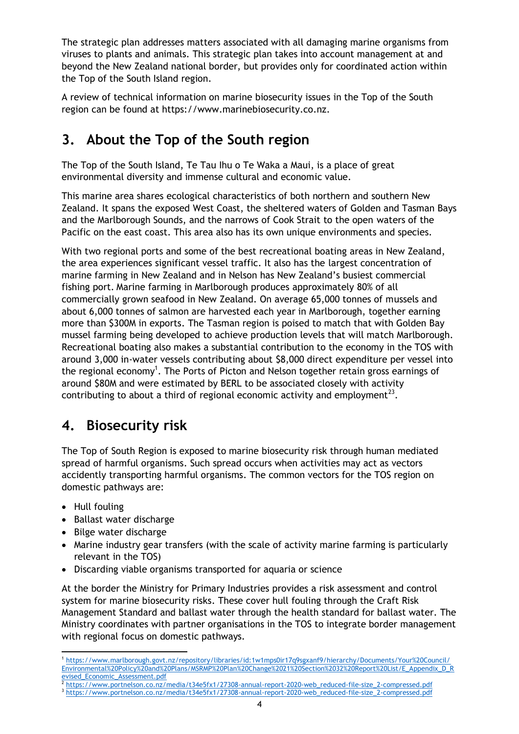The strategic plan addresses matters associated with all damaging marine organisms from viruses to plants and animals. This strategic plan takes into account management at and beyond the New Zealand national border, but provides only for coordinated action within the Top of the South Island region.

A review of technical information on marine biosecurity issues in the Top of the South region can be found at https://www.marinebiosecurity.co.nz.

## 3. About the Top of the South region

The Top of the South Island, Te Tau Ihu o Te Waka a Maui, is a place of great environmental diversity and immense cultural and economic value.

This marine area shares ecological characteristics of both northern and southern New Zealand. It spans the exposed West Coast, the sheltered waters of Golden and Tasman Bays and the Marlborough Sounds, and the narrows of Cook Strait to the open waters of the Pacific on the east coast. This area also has its own unique environments and species.

With two regional ports and some of the best recreational boating areas in New Zealand, the area experiences significant vessel traffic. It also has the largest concentration of marine farming in New Zealand and in Nelson has New Zealand's busiest commercial fishing port. Marine farming in Marlborough produces approximately 80% of all commercially grown seafood in New Zealand. On average 65,000 tonnes of mussels and about 6,000 tonnes of salmon are harvested each year in Marlborough, together earning more than $300M in exports. The Tasman region is poised to match that with Golden Bay mussel farming being developed to achieve production levels that will match Marlborough. Recreational boating also makes a substantial contribution to the economy in the TOS with around 3,000 in-water vessels contributing about $8,000 direct expenditure per vessel into the regional economy[1]. The Ports of Picton and Nelson together retain gross earnings of around $80M and were estimated by BERL to be associated closely with activity contributing to about a third of regional economic activity and employment[23].

## 4. Biosecurity risk

The Top of South Region is exposed to marine biosecurity risk through human mediated spread of harmful organisms. Such spread occurs when activities may act as vectors accidently transporting harmful organisms. The common vectors for the TOS region on domestic pathways are:

- Hull fouling
- Ballast water discharge
- Bilge water discharge
- Marine industry gear transfers (with the scale of activity marine farming is particularly relevant in the TOS)
- Discarding viable organisms transported for aquaria or science

At the border the Ministry for Primary Industries provides a risk assessment and control system for marine biosecurity risks. These cover hull fouling through the Craft Risk Management Standard and ballast water through the health standard for ballast water. The Ministry coordinates with partner organisations in the TOS to integrate border management with regional focus on domestic pathways.

---

[1] https://www.marlborough.govt.nz/repository/libraries/id:1w1mps0ir17q9sgxanf9/hierarchy/Documents/Your%20Council/Environmental%20Policy%20and%20Plans/MSRMP%20Plan%20Change%2021%20Section%2032%20Report%20List/E_Appendix_D_Revised_Economic_Assessment.pdf

[2] https://www.portnelson.co.nz/media/t34e5fx1/27308-annual-report-2020-web_reduced-file-size_2-compressed.pdf

[3] https://www.portnelson.co.nz/media/t34e5fx1/27308-annual-report-2020-web_reduced-file-size_2-compressed.pdf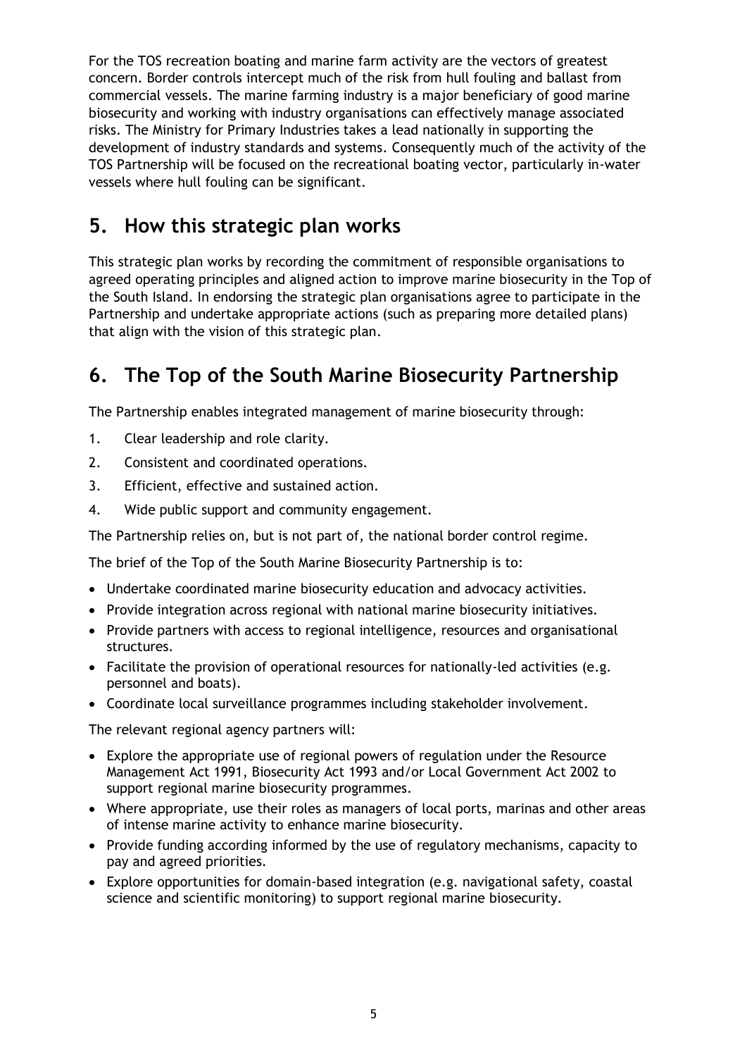For the TOS recreation boating and marine farm activity are the vectors of greatest concern. Border controls intercept much of the risk from hull fouling and ballast from commercial vessels. The marine farming industry is a major beneficiary of good marine biosecurity and working with industry organisations can effectively manage associated risks. The Ministry for Primary Industries takes a lead nationally in supporting the development of industry standards and systems. Consequently much of the activity of the TOS Partnership will be focused on the recreational boating vector, particularly in-water vessels where hull fouling can be significant.

## 5. How this strategic plan works

This strategic plan works by recording the commitment of responsible organisations to agreed operating principles and aligned action to improve marine biosecurity in the Top of the South Island. In endorsing the strategic plan organisations agree to participate in the Partnership and undertake appropriate actions (such as preparing more detailed plans) that align with the vision of this strategic plan.

## 6. The Top of the South Marine Biosecurity Partnership

The Partnership enables integrated management of marine biosecurity through:

1. Clear leadership and role clarity.
2. Consistent and coordinated operations.
3. Efficient, effective and sustained action.
4. Wide public support and community engagement.

The Partnership relies on, but is not part of, the national border control regime.

The brief of the Top of the South Marine Biosecurity Partnership is to:

- Undertake coordinated marine biosecurity education and advocacy activities.
- Provide integration across regional with national marine biosecurity initiatives.
- Provide partners with access to regional intelligence, resources and organisational structures.
- Facilitate the provision of operational resources for nationally-led activities (e.g. personnel and boats).
- Coordinate local surveillance programmes including stakeholder involvement.

The relevant regional agency partners will:

- Explore the appropriate use of regional powers of regulation under the Resource Management Act 1991, Biosecurity Act 1993 and/or Local Government Act 2002 to support regional marine biosecurity programmes.
- Where appropriate, use their roles as managers of local ports, marinas and other areas of intense marine activity to enhance marine biosecurity.
- Provide funding according informed by the use of regulatory mechanisms, capacity to pay and agreed priorities.
- Explore opportunities for domain-based integration (e.g. navigational safety, coastal science and scientific monitoring) to support regional marine biosecurity.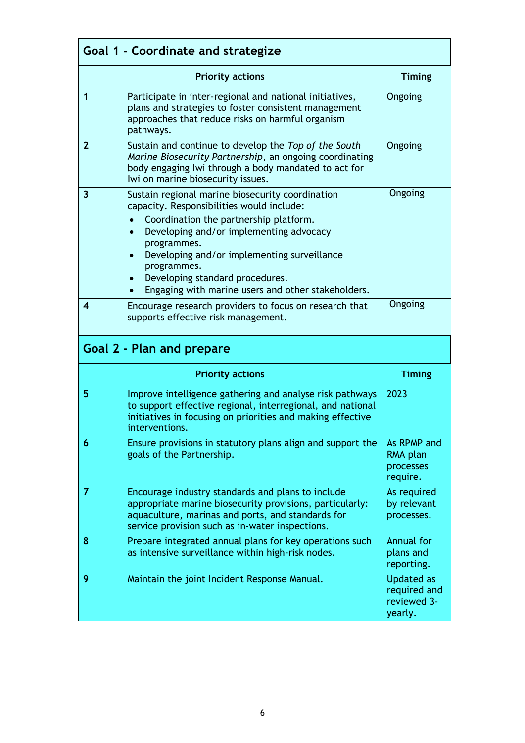## Goal 1 - Coordinate and strategize

| | Priority actions | Timing |
|---|---|---|
| 1 | Participate in inter-regional and national initiatives, plans and strategies to foster consistent management approaches that reduce risks on harmful organism pathways. | Ongoing |
| 2 | Sustain and continue to develop the *Top of the South Marine Biosecurity Partnership*, an ongoing coordinating body engaging Iwi through a body mandated to act for Iwi on marine biosecurity issues. | Ongoing |
| 3 | Sustain regional marine biosecurity coordination capacity. Responsibilities would include:<br>• Coordination the partnership platform.<br>• Developing and/or implementing advocacy programmes.<br>• Developing and/or implementing surveillance programmes.<br>• Developing standard procedures.<br>• Engaging with marine users and other stakeholders. | Ongoing |
| 4 | Encourage research providers to focus on research that supports effective risk management. | Ongoing |

## Goal 2 - Plan and prepare

| | Priority actions | Timing |
|---|---|---|
| 5 | Improve intelligence gathering and analyse risk pathways to support effective regional, interregional, and national initiatives in focusing on priorities and making effective interventions. | 2023 |
| 6 | Ensure provisions in statutory plans align and support the goals of the Partnership. | As RPMP and RMA plan processes require. |
| 7 | Encourage industry standards and plans to include appropriate marine biosecurity provisions, particularly: aquaculture, marinas and ports, and standards for service provision such as in-water inspections. | As required by relevant processes. |
| 8 | Prepare integrated annual plans for key operations such as intensive surveillance within high-risk nodes. | Annual for plans and reporting. |
| 9 | Maintain the joint Incident Response Manual. | Updated as required and reviewed 3-yearly. |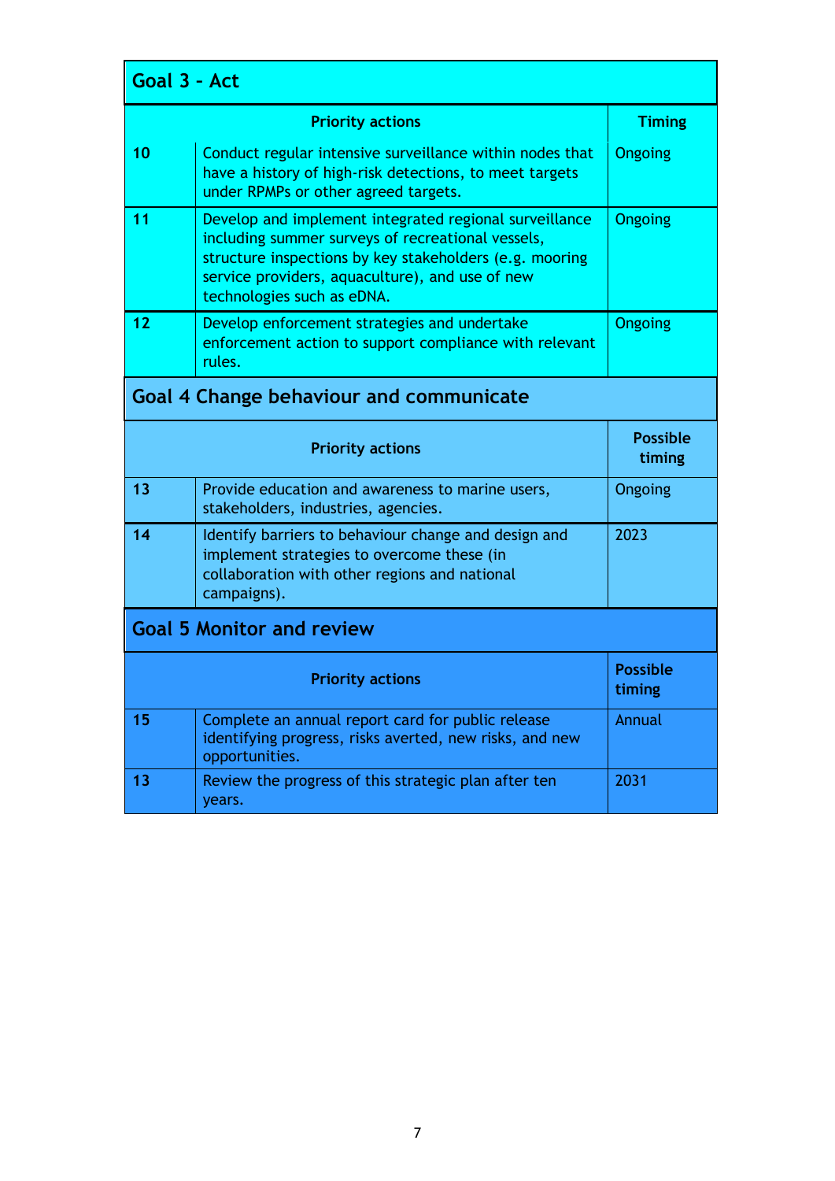## Goal 3 - Act

| | Priority actions | Timing |
|---|---|---|
| 10 | Conduct regular intensive surveillance within nodes that have a history of high-risk detections, to meet targets under RPMPs or other agreed targets. | Ongoing |
| 11 | Develop and implement integrated regional surveillance including summer surveys of recreational vessels, structure inspections by key stakeholders (e.g. mooring service providers, aquaculture), and use of new technologies such as eDNA. | Ongoing |
| 12 | Develop enforcement strategies and undertake enforcement action to support compliance with relevant rules. | Ongoing |

## Goal 4 Change behaviour and communicate

| | Priority actions | Possible timing |
|---|---|---|
| 13 | Provide education and awareness to marine users, stakeholders, industries, agencies. | Ongoing |
| 14 | Identify barriers to behaviour change and design and implement strategies to overcome these (in collaboration with other regions and national campaigns). | 2023 |

## Goal 5 Monitor and review

| | Priority actions | Possible timing |
|---|---|---|
| 15 | Complete an annual report card for public release identifying progress, risks averted, new risks, and new opportunities. | Annual |
| 13 | Review the progress of this strategic plan after ten years. | 2031 |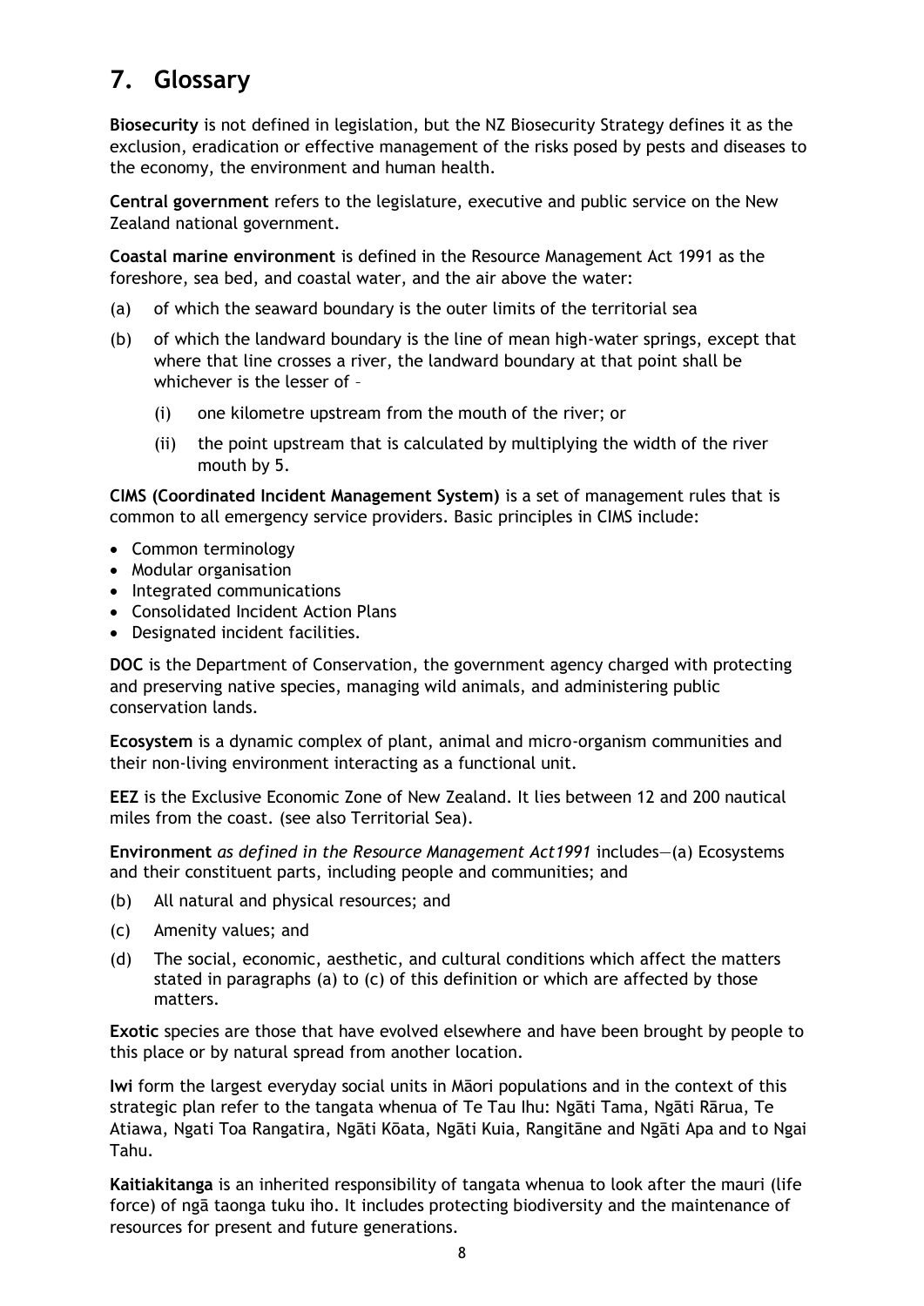# 7. Glossary

**Biosecurity** is not defined in legislation, but the NZ Biosecurity Strategy defines it as the exclusion, eradication or effective management of the risks posed by pests and diseases to the economy, the environment and human health.

**Central government** refers to the legislature, executive and public service on the New Zealand national government.

**Coastal marine environment** is defined in the Resource Management Act 1991 as the foreshore, sea bed, and coastal water, and the air above the water:

(a) of which the seaward boundary is the outer limits of the territorial sea

(b) of which the landward boundary is the line of mean high-water springs, except that where that line crosses a river, the landward boundary at that point shall be whichever is the lesser of –

  (i) one kilometre upstream from the mouth of the river; or

  (ii) the point upstream that is calculated by multiplying the width of the river mouth by 5.

**CIMS (Coordinated Incident Management System)** is a set of management rules that is common to all emergency service providers. Basic principles in CIMS include:

- Common terminology
- Modular organisation
- Integrated communications
- Consolidated Incident Action Plans
- Designated incident facilities.

**DOC** is the Department of Conservation, the government agency charged with protecting and preserving native species, managing wild animals, and administering public conservation lands.

**Ecosystem** is a dynamic complex of plant, animal and micro-organism communities and their non-living environment interacting as a functional unit.

**EEZ** is the Exclusive Economic Zone of New Zealand. It lies between 12 and 200 nautical miles from the coast. (see also Territorial Sea).

**Environment** *as defined in the Resource Management Act1991* includes—(a) Ecosystems and their constituent parts, including people and communities; and

(b) All natural and physical resources; and

(c) Amenity values; and

(d) The social, economic, aesthetic, and cultural conditions which affect the matters stated in paragraphs (a) to (c) of this definition or which are affected by those matters.

**Exotic** species are those that have evolved elsewhere and have been brought by people to this place or by natural spread from another location.

**Iwi** form the largest everyday social units in Māori populations and in the context of this strategic plan refer to the tangata whenua of Te Tau Ihu: Ngāti Tama, Ngāti Rārua, Te Atiawa, Ngati Toa Rangatira, Ngāti Kōata, Ngāti Kuia, Rangitāne and Ngāti Apa and to Ngai Tahu.

**Kaitiakitanga** is an inherited responsibility of tangata whenua to look after the mauri (life force) of ngā taonga tuku iho. It includes protecting biodiversity and the maintenance of resources for present and future generations.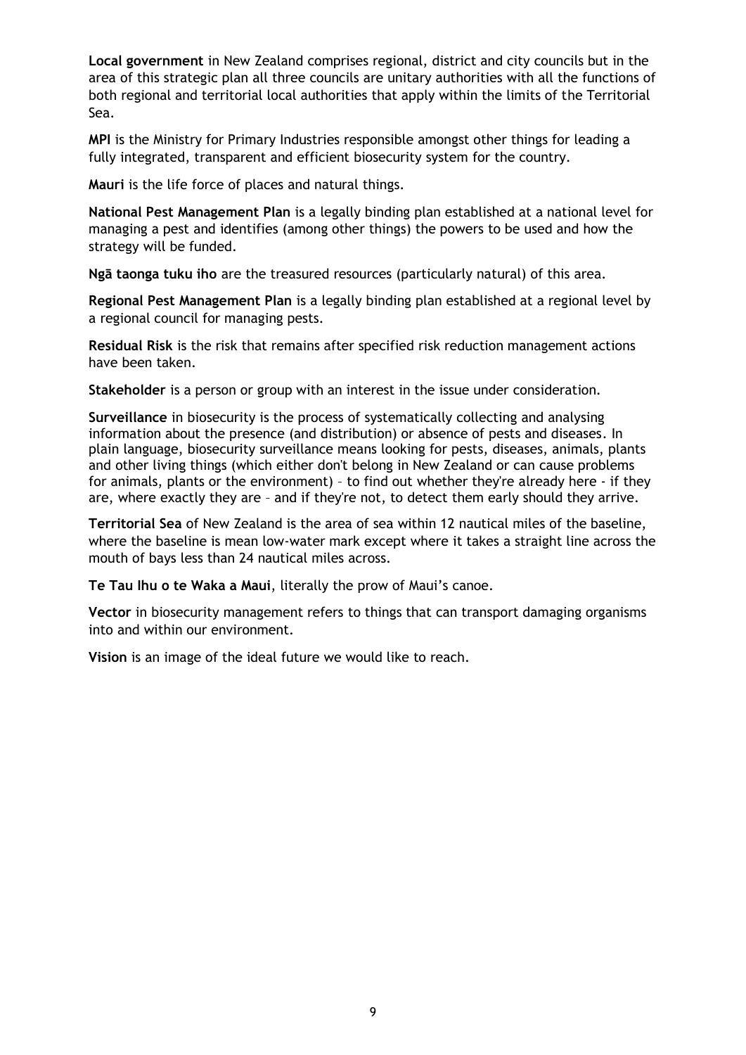**Local government** in New Zealand comprises regional, district and city councils but in the area of this strategic plan all three councils are unitary authorities with all the functions of both regional and territorial local authorities that apply within the limits of the Territorial Sea.

**MPI** is the Ministry for Primary Industries responsible amongst other things for leading a fully integrated, transparent and efficient biosecurity system for the country.

**Mauri** is the life force of places and natural things.

**National Pest Management Plan** is a legally binding plan established at a national level for managing a pest and identifies (among other things) the powers to be used and how the strategy will be funded.

**Ngā taonga tuku iho** are the treasured resources (particularly natural) of this area.

**Regional Pest Management Plan** is a legally binding plan established at a regional level by a regional council for managing pests.

**Residual Risk** is the risk that remains after specified risk reduction management actions have been taken.

**Stakeholder** is a person or group with an interest in the issue under consideration.

**Surveillance** in biosecurity is the process of systematically collecting and analysing information about the presence (and distribution) or absence of pests and diseases. In plain language, biosecurity surveillance means looking for pests, diseases, animals, plants and other living things (which either don't belong in New Zealand or can cause problems for animals, plants or the environment) – to find out whether they're already here - if they are, where exactly they are – and if they're not, to detect them early should they arrive.

**Territorial Sea** of New Zealand is the area of sea within 12 nautical miles of the baseline, where the baseline is mean low-water mark except where it takes a straight line across the mouth of bays less than 24 nautical miles across.

**Te Tau Ihu o te Waka a Maui**, literally the prow of Maui's canoe.

**Vector** in biosecurity management refers to things that can transport damaging organisms into and within our environment.

**Vision** is an image of the ideal future we would like to reach.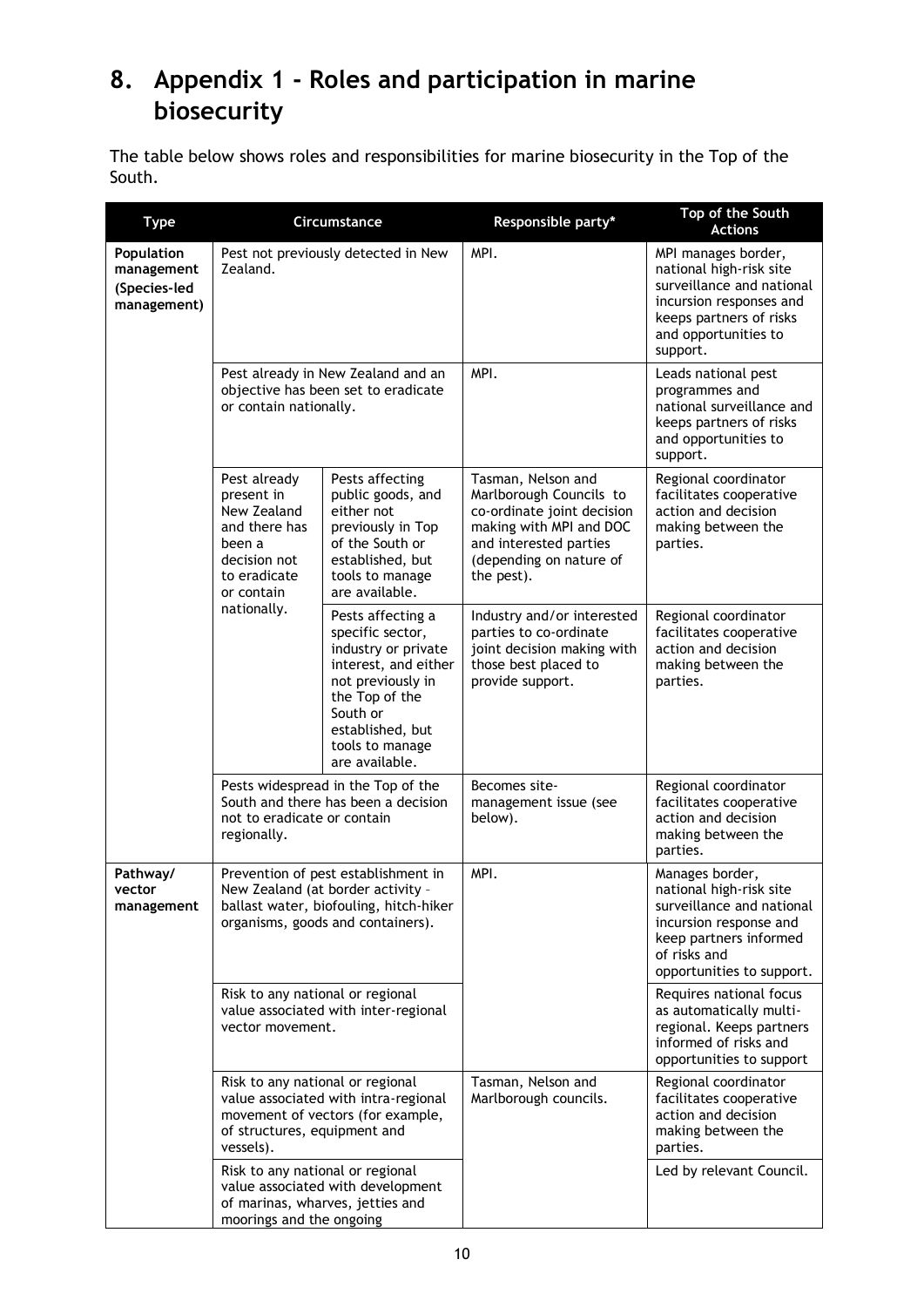# 8. Appendix 1 - Roles and participation in marine biosecurity

The table below shows roles and responsibilities for marine biosecurity in the Top of the South.

| Type | Circumstance | | Responsible party* | Top of the South Actions |
|---|---|---|---|---|
| **Population management (Species-led management)** | Pest not previously detected in New Zealand. | | MPI. | MPI manages border, national high-risk site surveillance and national incursion responses and keeps partners of risks and opportunities to support. |
| | Pest already in New Zealand and an objective has been set to eradicate or contain nationally. | | MPI. | Leads national pest programmes and national surveillance and keeps partners of risks and opportunities to support. |
| | Pest already present in New Zealand and there has been a decision not to eradicate or contain nationally. | Pests affecting public goods, and either not previously in Top of the South or established, but tools to manage are available. | Tasman, Nelson and Marlborough Councils to co-ordinate joint decision making with MPI and DOC and interested parties (depending on nature of the pest). | Regional coordinator facilitates cooperative action and decision making between the parties. |
| | | Pests affecting a specific sector, industry or private interest, and either not previously in the Top of the South or established, but tools to manage are available. | Industry and/or interested parties to co-ordinate joint decision making with those best placed to provide support. | Regional coordinator facilitates cooperative action and decision making between the parties. |
| | Pests widespread in the Top of the South and there has been a decision not to eradicate or contain regionally. | | Becomes site-management issue (see below). | Regional coordinator facilitates cooperative action and decision making between the parties. |
| **Pathway/ vector management** | Prevention of pest establishment in New Zealand (at border activity – ballast water, biofouling, hitch-hiker organisms, goods and containers). | | MPI. | Manages border, national high-risk site surveillance and national incursion response and keep partners informed of risks and opportunities to support. |
| | Risk to any national or regional value associated with inter-regional vector movement. | | | Requires national focus as automatically multi-regional. Keeps partners informed of risks and opportunities to support |
| | Risk to any national or regional value associated with intra-regional movement of vectors (for example, of structures, equipment and vessels). | | Tasman, Nelson and Marlborough councils. | Regional coordinator facilitates cooperative action and decision making between the parties. |
| | Risk to any national or regional value associated with development of marinas, wharves, jetties and moorings and the ongoing | | | Led by relevant Council. |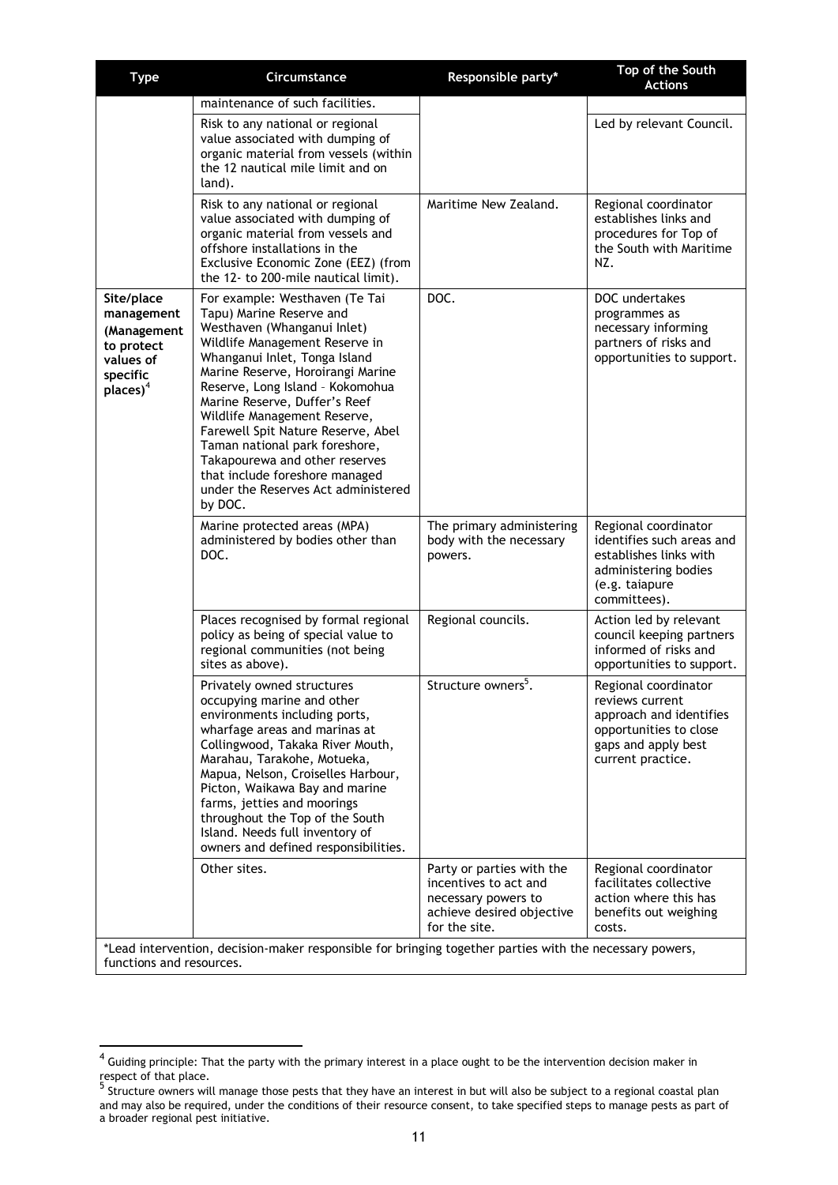| Type | Circumstance | Responsible party* | Top of the South Actions |
|---|---|---|---|
| | maintenance of such facilities. | | |
| | Risk to any national or regional value associated with dumping of organic material from vessels (within the 12 nautical mile limit and on land). | | Led by relevant Council. |
| | Risk to any national or regional value associated with dumping of organic material from vessels and offshore installations in the Exclusive Economic Zone (EEZ) (from the 12- to 200-mile nautical limit). | Maritime New Zealand. | Regional coordinator establishes links and procedures for Top of the South with Maritime NZ. |
| **Site/place management (Management to protect values of specific places)**[4] | For example: Westhaven (Te Tai Tapu) Marine Reserve and Westhaven (Whanganui Inlet) Wildlife Management Reserve in Whanganui Inlet, Tonga Island Marine Reserve, Horoirangi Marine Reserve, Long Island – Kokomohua Marine Reserve, Duffer's Reef Wildlife Management Reserve, Farewell Spit Nature Reserve, Abel Taman national park foreshore, Takapourewa and other reserves that include foreshore managed under the Reserves Act administered by DOC. | DOC. | DOC undertakes programmes as necessary informing partners of risks and opportunities to support. |
| | Marine protected areas (MPA) administered by bodies other than DOC. | The primary administering body with the necessary powers. | Regional coordinator identifies such areas and establishes links with administering bodies (e.g. taiapure committees). |
| | Places recognised by formal regional policy as being of special value to regional communities (not being sites as above). | Regional councils. | Action led by relevant council keeping partners informed of risks and opportunities to support. |
| | Privately owned structures occupying marine and other environments including ports, wharfage areas and marinas at Collingwood, Takaka River Mouth, Marahau, Tarakohe, Motueka, Mapua, Nelson, Croiselles Harbour, Picton, Waikawa Bay and marine farms, jetties and moorings throughout the Top of the South Island. Needs full inventory of owners and defined responsibilities. | Structure owners[5]. | Regional coordinator reviews current approach and identifies opportunities to close gaps and apply best current practice. |
| | Other sites. | Party or parties with the incentives to act and necessary powers to achieve desired objective for the site. | Regional coordinator facilitates collective action where this has benefits out weighing costs. |

*Lead intervention, decision-maker responsible for bringing together parties with the necessary powers, functions and resources.

[4] Guiding principle: That the party with the primary interest in a place ought to be the intervention decision maker in respect of that place.

[5] Structure owners will manage those pests that they have an interest in but will also be subject to a regional coastal plan and may also be required, under the conditions of their resource consent, to take specified steps to manage pests as part of a broader regional pest initiative.